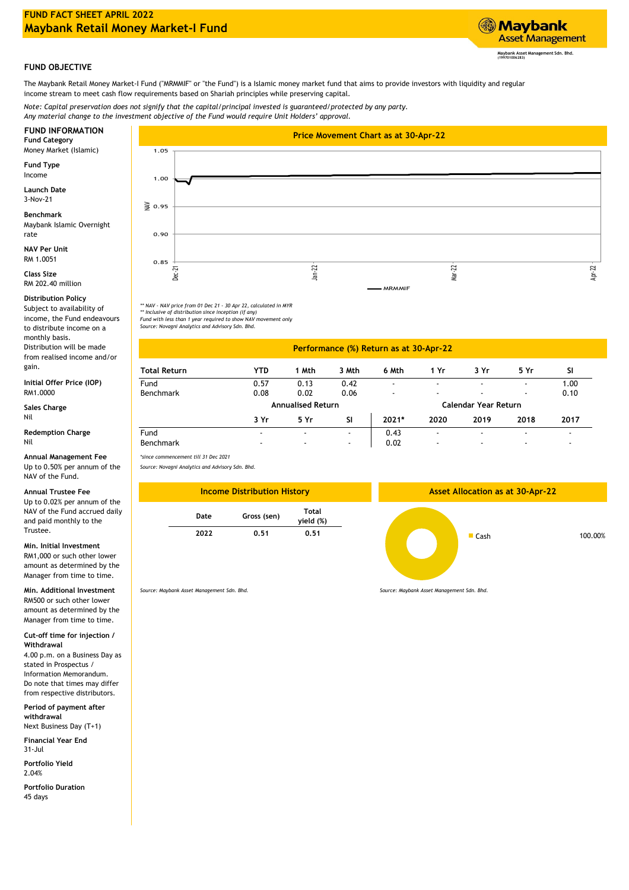# FUND FACT SHEET APRIL 2022

# Maybank Retail Money Market-I Fund

Maybank Asset Management Sdn. Bhd. (199701006283)

## FUND OBJECTIVE

The Maybank Retail Money Market-I Fund ("MRMMIF" or "the Fund") is a Islamic money market fund that aims to provide investors with liquidity and regular income stream to meet cash flow requirements based on Shariah principles while preserving capital.

*Note: Capital preservation does not signify that the capital/principal invested is guaranteed/protected by any party.*
*Any material change to the investment objective of the Fund would require Unit Holders' approval.*

## FUND INFORMATION

**Fund Category**
Money Market (Islamic)

**Fund Type**
Income

**Launch Date**
3-Nov-21

**Benchmark**
Maybank Islamic Overnight rate

**NAV Per Unit**
RM 1.0051

**Class Size**
RM 202.40 million

**Distribution Policy**
Subject to availability of income, the Fund endeavours to distribute income on a monthly basis.
Distribution will be made from realised income and/or gain.

**Initial Offer Price (IOP)**
RM1.0000

**Sales Charge**
Nil

**Redemption Charge**
Nil

**Annual Management Fee**
Up to 0.50% per annum of the NAV of the Fund.

**Annual Trustee Fee**
Up to 0.02% per annum of the NAV of the Fund accrued daily and paid monthly to the Trustee.

**Min. Initial Investment**
RM1,000 or such other lower amount as determined by the Manager from time to time.

**Min. Additional Investment**
RM500 or such other lower amount as determined by the Manager from time to time.

**Cut-off time for injection / Withdrawal**
4.00 p.m. on a Business Day as stated in Prospectus / Information Memorandum.
Do note that times may differ from respective distributors.

**Period of payment after withdrawal**
Next Business Day (T+1)

**Financial Year End**
31-Jul

**Portfolio Yield**
2.04%

**Portfolio Duration**
45 days

## Price Movement Chart as at 30-Apr-22

*\*\* NAV - NAV price from 01 Dec 21 - 30 Apr 22, calculated in MYR*
*\*\* Inclusive of distribution since inception (if any)*
*Fund with less than 1 year required to show NAV movement only*
*Source: Novagni Analytics and Advisory Sdn. Bhd.*

## Performance (%) Return as at 30-Apr-22

| Total Return | YTD | 1 Mth | 3 Mth | 6 Mth | 1 Yr | 3 Yr | 5 Yr | SI |
|---|---|---|---|---|---|---|---|---|
| Fund | 0.57 | 0.13 | 0.42 | - | - | - | - | 1.00 |
| Benchmark | 0.08 | 0.02 | 0.06 | - | - | - | - | 0.10 |

| | Annualised Return | | | Calendar Year Return | | | | |
|---|---|---|---|---|---|---|---|---|
| | 3 Yr | 5 Yr | SI | 2021* | 2020 | 2019 | 2018 | 2017 |
| Fund | - | - | - | 0.43 | - | - | - | - |
| Benchmark | - | - | - | 0.02 | - | - | - | - |

*\*since commencement till 31 Dec 2021*
*Source: Novagni Analytics and Advisory Sdn. Bhd.*

## Income Distribution History

| Date | Gross (sen) | Total yield (%) |
|---|---|---|
| 2022 | 0.51 | 0.51 |

*Source: Maybank Asset Management Sdn. Bhd.*

## Asset Allocation as at 30-Apr-22

| Asset | % |
|---|---|
| Cash | 100.00% |

*Source: Maybank Asset Management Sdn. Bhd.*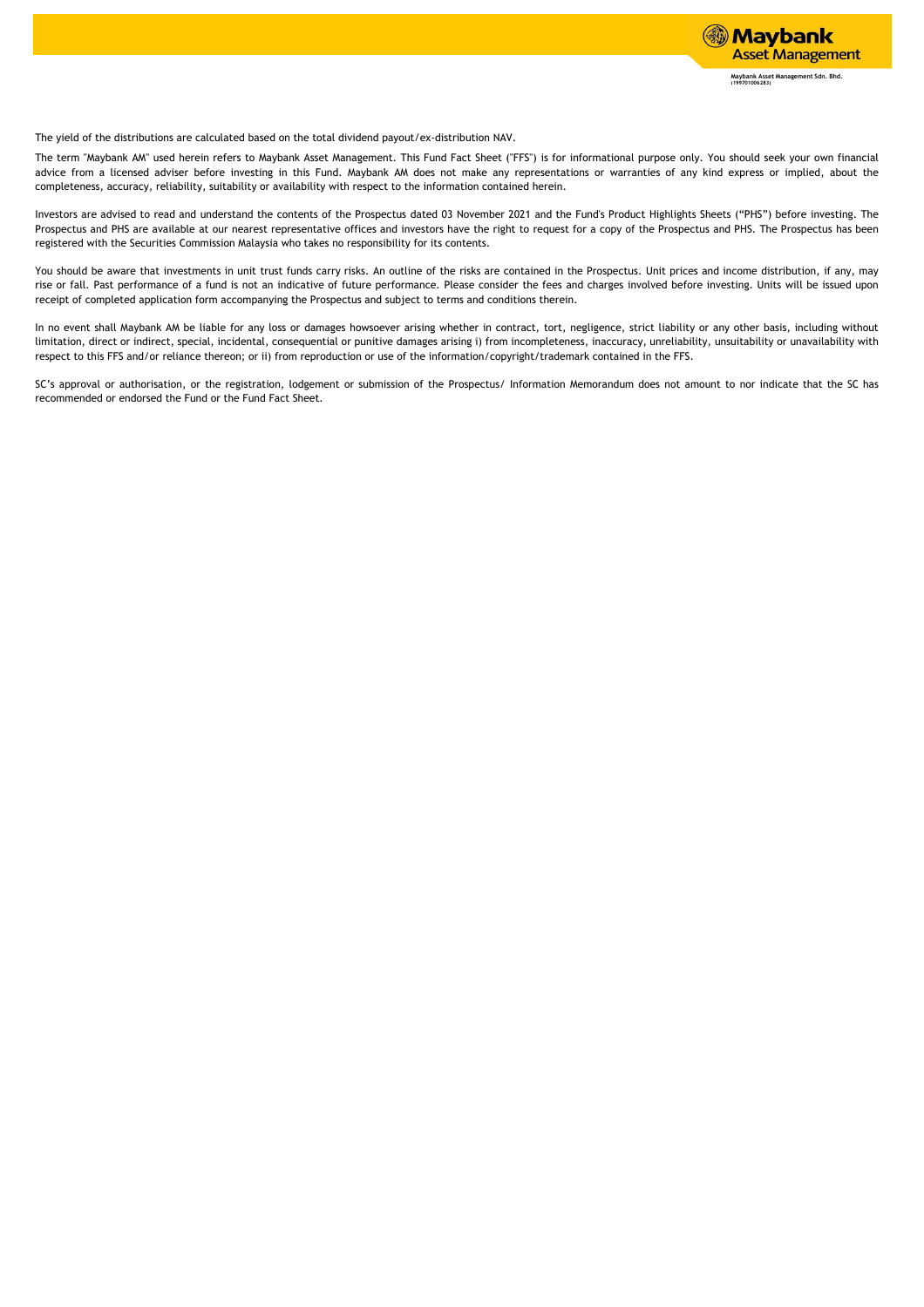The yield of the distributions are calculated based on the total dividend payout/ex-distribution NAV.

The term "Maybank AM" used herein refers to Maybank Asset Management. This Fund Fact Sheet ("FFS") is for informational purpose only. You should seek your own financial advice from a licensed adviser before investing in this Fund. Maybank AM does not make any representations or warranties of any kind express or implied, about the completeness, accuracy, reliability, suitability or availability with respect to the information contained herein.

Investors are advised to read and understand the contents of the Prospectus dated 03 November 2021 and the Fund's Product Highlights Sheets ("PHS") before investing. The Prospectus and PHS are available at our nearest representative offices and investors have the right to request for a copy of the Prospectus and PHS. The Prospectus has been registered with the Securities Commission Malaysia who takes no responsibility for its contents.

You should be aware that investments in unit trust funds carry risks. An outline of the risks are contained in the Prospectus. Unit prices and income distribution, if any, may rise or fall. Past performance of a fund is not an indicative of future performance. Please consider the fees and charges involved before investing. Units will be issued upon receipt of completed application form accompanying the Prospectus and subject to terms and conditions therein.

In no event shall Maybank AM be liable for any loss or damages howsoever arising whether in contract, tort, negligence, strict liability or any other basis, including without limitation, direct or indirect, special, incidental, consequential or punitive damages arising i) from incompleteness, inaccuracy, unreliability, unsuitability or unavailability with respect to this FFS and/or reliance thereon; or ii) from reproduction or use of the information/copyright/trademark contained in the FFS.

SC's approval or authorisation, or the registration, lodgement or submission of the Prospectus/ Information Memorandum does not amount to nor indicate that the SC has recommended or endorsed the Fund or the Fund Fact Sheet.